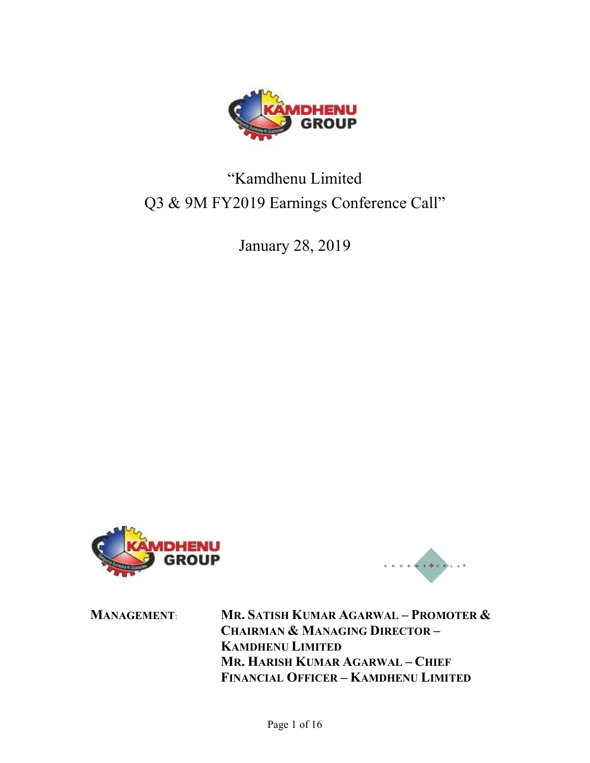# "Kamdhenu Limited
# Q3 & 9M FY2019 Earnings Conference Call"

January 28, 2019

**MANAGEMENT:** **MR. SATISH KUMAR AGARWAL – PROMOTER & CHAIRMAN & MANAGING DIRECTOR – KAMDHENU LIMITED**

**MR. HARISH KUMAR AGARWAL – CHIEF FINANCIAL OFFICER – KAMDHENU LIMITED**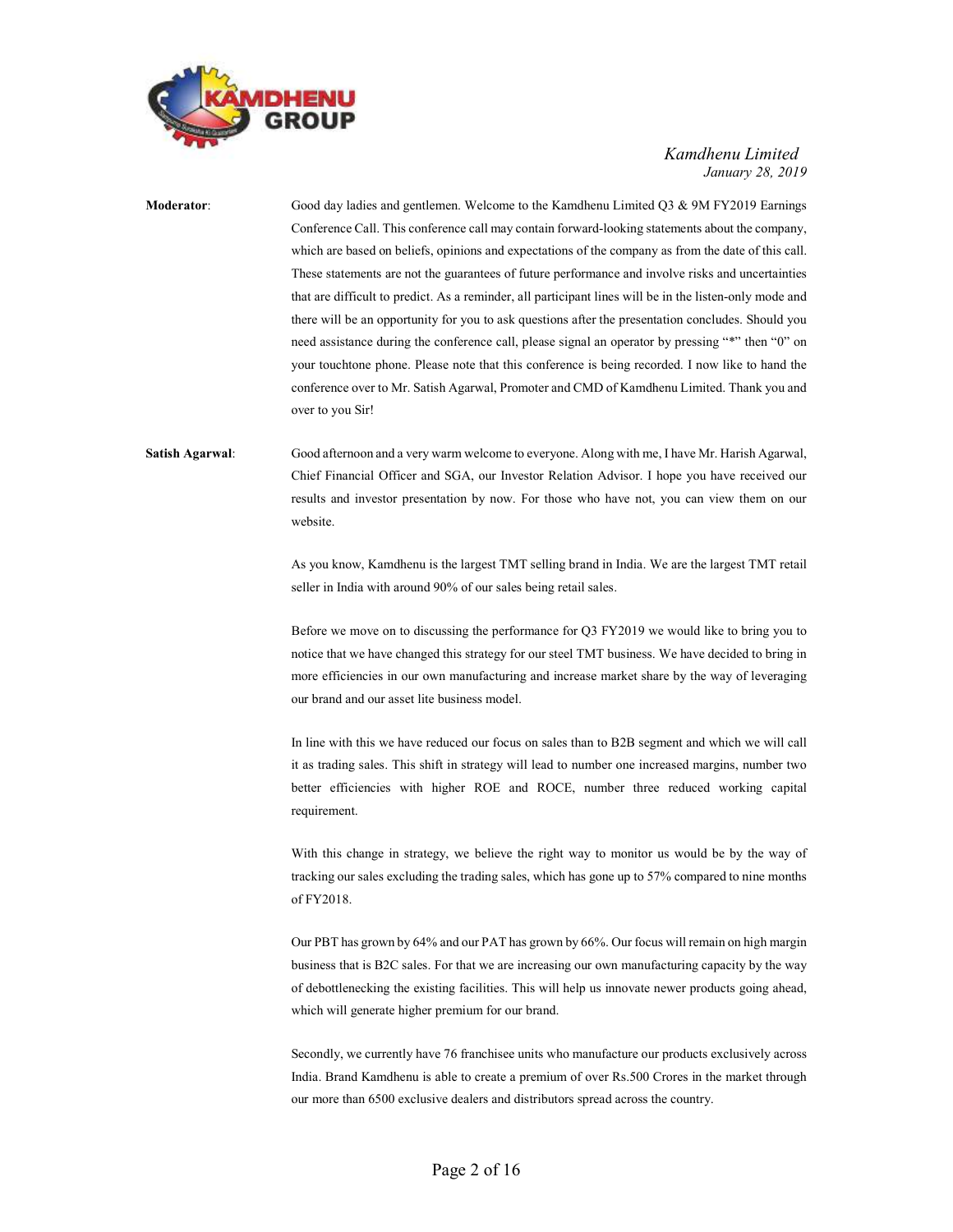**Moderator**: Good day ladies and gentlemen. Welcome to the Kamdhenu Limited Q3 & 9M FY2019 Earnings Conference Call. This conference call may contain forward-looking statements about the company, which are based on beliefs, opinions and expectations of the company as from the date of this call. These statements are not the guarantees of future performance and involve risks and uncertainties that are difficult to predict. As a reminder, all participant lines will be in the listen-only mode and there will be an opportunity for you to ask questions after the presentation concludes. Should you need assistance during the conference call, please signal an operator by pressing "*" then "0" on your touchtone phone. Please note that this conference is being recorded. I now like to hand the conference over to Mr. Satish Agarwal, Promoter and CMD of Kamdhenu Limited. Thank you and over to you Sir!

**Satish Agarwal**: Good afternoon and a very warm welcome to everyone. Along with me, I have Mr. Harish Agarwal, Chief Financial Officer and SGA, our Investor Relation Advisor. I hope you have received our results and investor presentation by now. For those who have not, you can view them on our website.

As you know, Kamdhenu is the largest TMT selling brand in India. We are the largest TMT retail seller in India with around 90% of our sales being retail sales.

Before we move on to discussing the performance for Q3 FY2019 we would like to bring you to notice that we have changed this strategy for our steel TMT business. We have decided to bring in more efficiencies in our own manufacturing and increase market share by the way of leveraging our brand and our asset lite business model.

In line with this we have reduced our focus on sales than to B2B segment and which we will call it as trading sales. This shift in strategy will lead to number one increased margins, number two better efficiencies with higher ROE and ROCE, number three reduced working capital requirement.

With this change in strategy, we believe the right way to monitor us would be by the way of tracking our sales excluding the trading sales, which has gone up to 57% compared to nine months of FY2018.

Our PBT has grown by 64% and our PAT has grown by 66%. Our focus will remain on high margin business that is B2C sales. For that we are increasing our own manufacturing capacity by the way of debottlenecking the existing facilities. This will help us innovate newer products going ahead, which will generate higher premium for our brand.

Secondly, we currently have 76 franchisee units who manufacture our products exclusively across India. Brand Kamdhenu is able to create a premium of over Rs.500 Crores in the market through our more than 6500 exclusive dealers and distributors spread across the country.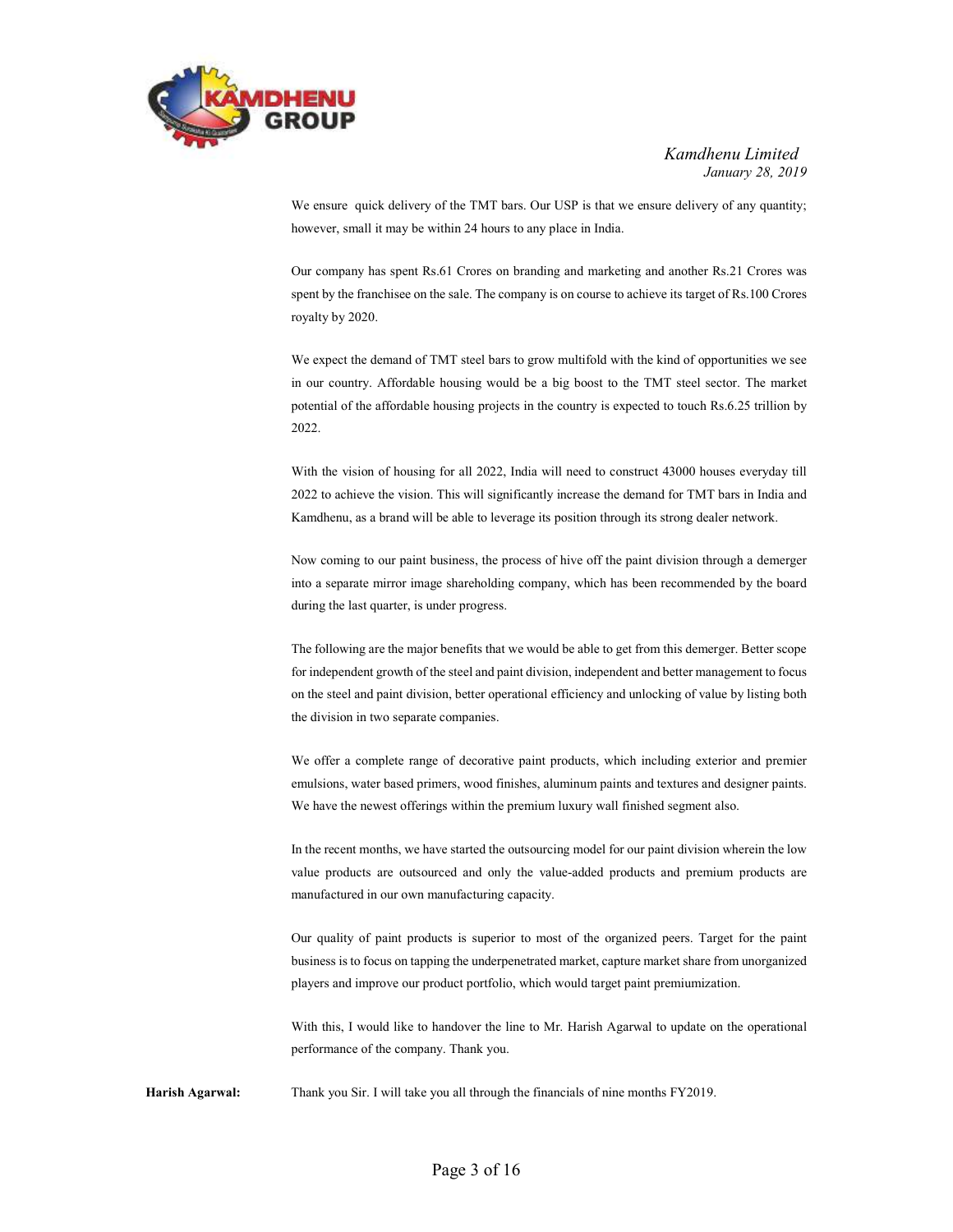We ensure quick delivery of the TMT bars. Our USP is that we ensure delivery of any quantity; however, small it may be within 24 hours to any place in India.

Our company has spent Rs.61 Crores on branding and marketing and another Rs.21 Crores was spent by the franchisee on the sale. The company is on course to achieve its target of Rs.100 Crores royalty by 2020.

We expect the demand of TMT steel bars to grow multifold with the kind of opportunities we see in our country. Affordable housing would be a big boost to the TMT steel sector. The market potential of the affordable housing projects in the country is expected to touch Rs.6.25 trillion by 2022.

With the vision of housing for all 2022, India will need to construct 43000 houses everyday till 2022 to achieve the vision. This will significantly increase the demand for TMT bars in India and Kamdhenu, as a brand will be able to leverage its position through its strong dealer network.

Now coming to our paint business, the process of hive off the paint division through a demerger into a separate mirror image shareholding company, which has been recommended by the board during the last quarter, is under progress.

The following are the major benefits that we would be able to get from this demerger. Better scope for independent growth of the steel and paint division, independent and better management to focus on the steel and paint division, better operational efficiency and unlocking of value by listing both the division in two separate companies.

We offer a complete range of decorative paint products, which including exterior and premier emulsions, water based primers, wood finishes, aluminum paints and textures and designer paints. We have the newest offerings within the premium luxury wall finished segment also.

In the recent months, we have started the outsourcing model for our paint division wherein the low value products are outsourced and only the value-added products and premium products are manufactured in our own manufacturing capacity.

Our quality of paint products is superior to most of the organized peers. Target for the paint business is to focus on tapping the underpenetrated market, capture market share from unorganized players and improve our product portfolio, which would target paint premiumization.

With this, I would like to handover the line to Mr. Harish Agarwal to update on the operational performance of the company. Thank you.

**Harish Agarwal:** Thank you Sir. I will take you all through the financials of nine months FY2019.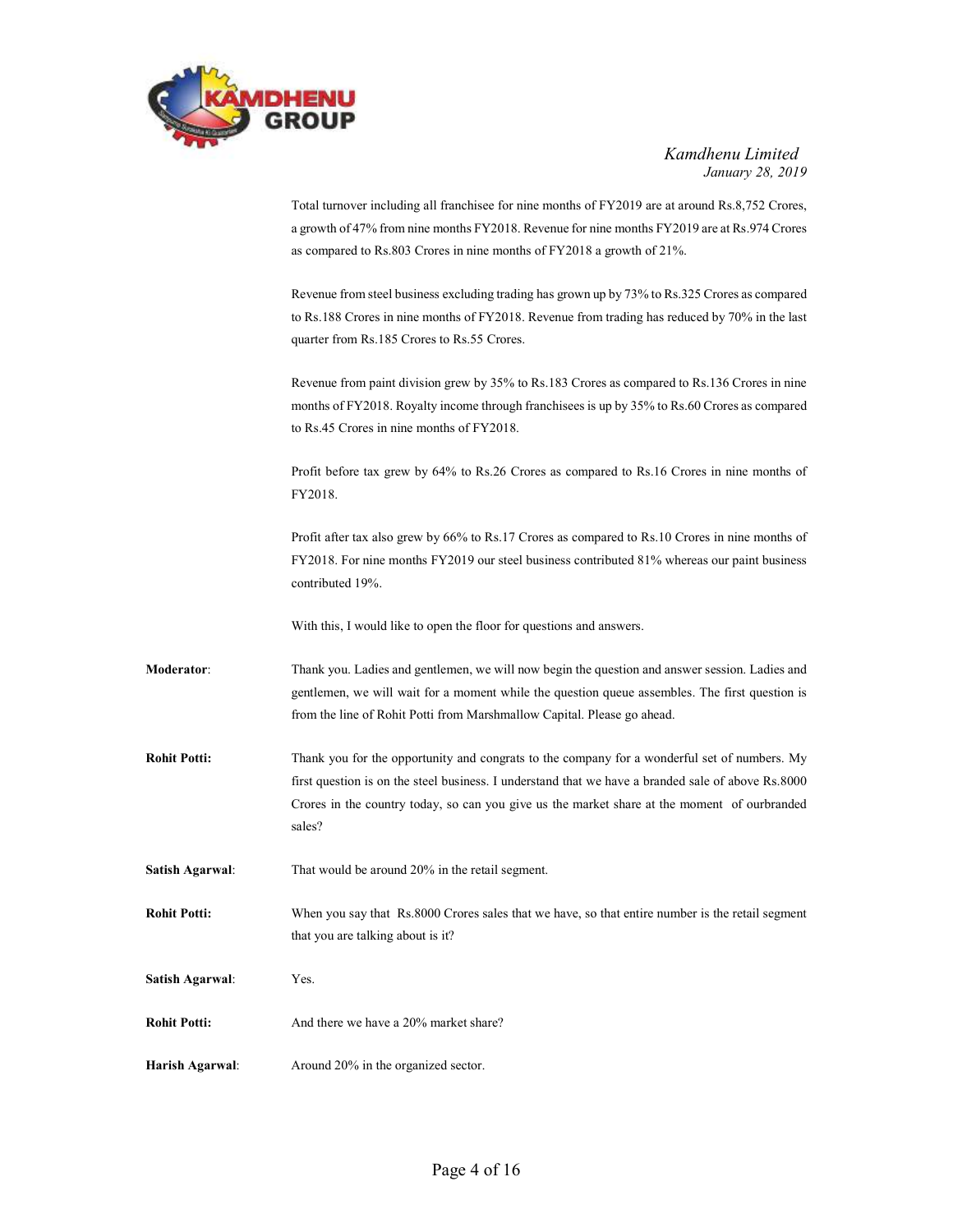Total turnover including all franchisee for nine months of FY2019 are at around Rs.8,752 Crores, a growth of 47% from nine months FY2018. Revenue for nine months FY2019 are at Rs.974 Crores as compared to Rs.803 Crores in nine months of FY2018 a growth of 21%.

Revenue from steel business excluding trading has grown up by 73% to Rs.325 Crores as compared to Rs.188 Crores in nine months of FY2018. Revenue from trading has reduced by 70% in the last quarter from Rs.185 Crores to Rs.55 Crores.

Revenue from paint division grew by 35% to Rs.183 Crores as compared to Rs.136 Crores in nine months of FY2018. Royalty income through franchisees is up by 35% to Rs.60 Crores as compared to Rs.45 Crores in nine months of FY2018.

Profit before tax grew by 64% to Rs.26 Crores as compared to Rs.16 Crores in nine months of FY2018.

Profit after tax also grew by 66% to Rs.17 Crores as compared to Rs.10 Crores in nine months of FY2018. For nine months FY2019 our steel business contributed 81% whereas our paint business contributed 19%.

With this, I would like to open the floor for questions and answers.

**Moderator**: Thank you. Ladies and gentlemen, we will now begin the question and answer session. Ladies and gentlemen, we will wait for a moment while the question queue assembles. The first question is from the line of Rohit Potti from Marshmallow Capital. Please go ahead.

**Rohit Potti:** Thank you for the opportunity and congrats to the company for a wonderful set of numbers. My first question is on the steel business. I understand that we have a branded sale of above Rs.8000 Crores in the country today, so can you give us the market share at the moment of ourbranded sales?

**Satish Agarwal**: That would be around 20% in the retail segment.

**Rohit Potti:** When you say that Rs.8000 Crores sales that we have, so that entire number is the retail segment that you are talking about is it?

**Satish Agarwal**: Yes.

**Rohit Potti:** And there we have a 20% market share?

**Harish Agarwal**: Around 20% in the organized sector.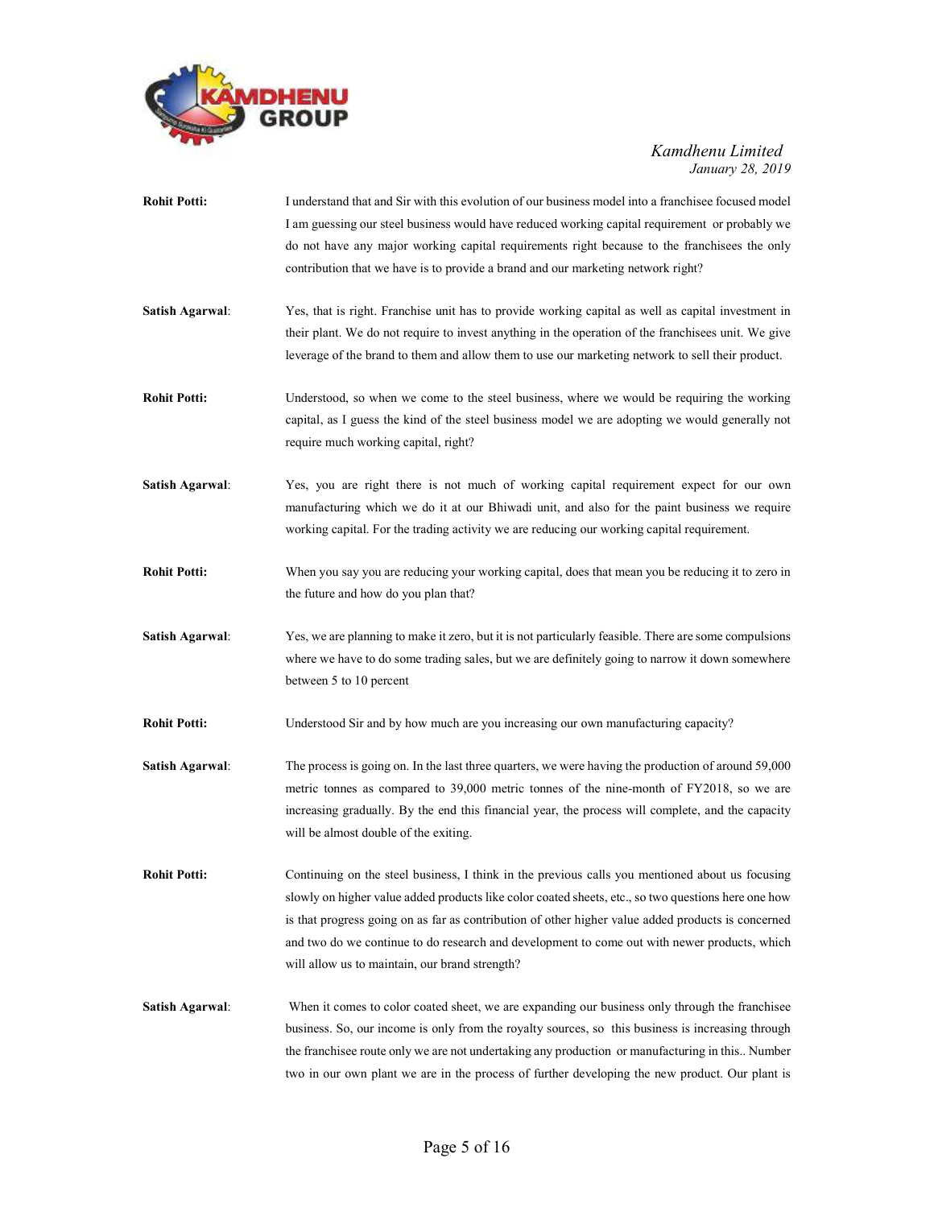**Rohit Potti:** I understand that and Sir with this evolution of our business model into a franchisee focused model I am guessing our steel business would have reduced working capital requirement or probably we do not have any major working capital requirements right because to the franchisees the only contribution that we have is to provide a brand and our marketing network right?

**Satish Agarwal**: Yes, that is right. Franchise unit has to provide working capital as well as capital investment in their plant. We do not require to invest anything in the operation of the franchisees unit. We give leverage of the brand to them and allow them to use our marketing network to sell their product.

**Rohit Potti:** Understood, so when we come to the steel business, where we would be requiring the working capital, as I guess the kind of the steel business model we are adopting we would generally not require much working capital, right?

**Satish Agarwal**: Yes, you are right there is not much of working capital requirement expect for our own manufacturing which we do it at our Bhiwadi unit, and also for the paint business we require working capital. For the trading activity we are reducing our working capital requirement.

**Rohit Potti:** When you say you are reducing your working capital, does that mean you be reducing it to zero in the future and how do you plan that?

**Satish Agarwal**: Yes, we are planning to make it zero, but it is not particularly feasible. There are some compulsions where we have to do some trading sales, but we are definitely going to narrow it down somewhere between 5 to 10 percent

**Rohit Potti:** Understood Sir and by how much are you increasing our own manufacturing capacity?

**Satish Agarwal**: The process is going on. In the last three quarters, we were having the production of around 59,000 metric tonnes as compared to 39,000 metric tonnes of the nine-month of FY2018, so we are increasing gradually. By the end this financial year, the process will complete, and the capacity will be almost double of the exiting.

**Rohit Potti:** Continuing on the steel business, I think in the previous calls you mentioned about us focusing slowly on higher value added products like color coated sheets, etc., so two questions here one how is that progress going on as far as contribution of other higher value added products is concerned and two do we continue to do research and development to come out with newer products, which will allow us to maintain, our brand strength?

**Satish Agarwal**: When it comes to color coated sheet, we are expanding our business only through the franchisee business. So, our income is only from the royalty sources, so this business is increasing through the franchisee route only we are not undertaking any production or manufacturing in this.. Number two in our own plant we are in the process of further developing the new product. Our plant is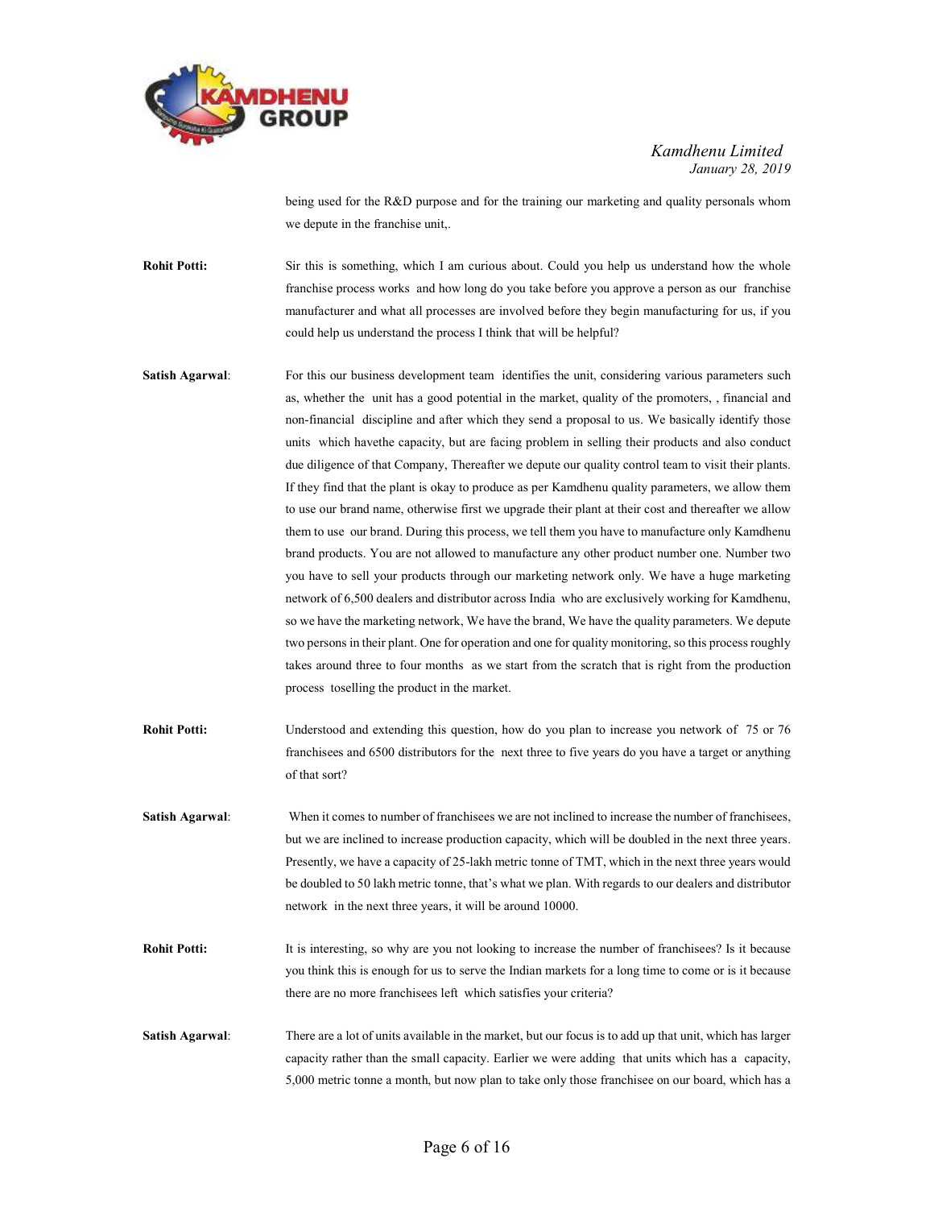being used for the R&D purpose and for the training our marketing and quality personals whom we depute in the franchise unit,.

**Rohit Potti:** Sir this is something, which I am curious about. Could you help us understand how the whole franchise process works and how long do you take before you approve a person as our franchise manufacturer and what all processes are involved before they begin manufacturing for us, if you could help us understand the process I think that will be helpful?

**Satish Agarwal**: For this our business development team identifies the unit, considering various parameters such as, whether the unit has a good potential in the market, quality of the promoters, , financial and non-financial discipline and after which they send a proposal to us. We basically identify those units which havethe capacity, but are facing problem in selling their products and also conduct due diligence of that Company, Thereafter we depute our quality control team to visit their plants. If they find that the plant is okay to produce as per Kamdhenu quality parameters, we allow them to use our brand name, otherwise first we upgrade their plant at their cost and thereafter we allow them to use our brand. During this process, we tell them you have to manufacture only Kamdhenu brand products. You are not allowed to manufacture any other product number one. Number two you have to sell your products through our marketing network only. We have a huge marketing network of 6,500 dealers and distributor across India who are exclusively working for Kamdhenu, so we have the marketing network, We have the brand, We have the quality parameters. We depute two persons in their plant. One for operation and one for quality monitoring, so this process roughly takes around three to four months as we start from the scratch that is right from the production process toselling the product in the market.

**Rohit Potti:** Understood and extending this question, how do you plan to increase you network of 75 or 76 franchisees and 6500 distributors for the next three to five years do you have a target or anything of that sort?

**Satish Agarwal**: When it comes to number of franchisees we are not inclined to increase the number of franchisees, but we are inclined to increase production capacity, which will be doubled in the next three years. Presently, we have a capacity of 25-lakh metric tonne of TMT, which in the next three years would be doubled to 50 lakh metric tonne, that's what we plan. With regards to our dealers and distributor network in the next three years, it will be around 10000.

**Rohit Potti:** It is interesting, so why are you not looking to increase the number of franchisees? Is it because you think this is enough for us to serve the Indian markets for a long time to come or is it because there are no more franchisees left which satisfies your criteria?

**Satish Agarwal**: There are a lot of units available in the market, but our focus is to add up that unit, which has larger capacity rather than the small capacity. Earlier we were adding that units which has a capacity, 5,000 metric tonne a month, but now plan to take only those franchisee on our board, which has a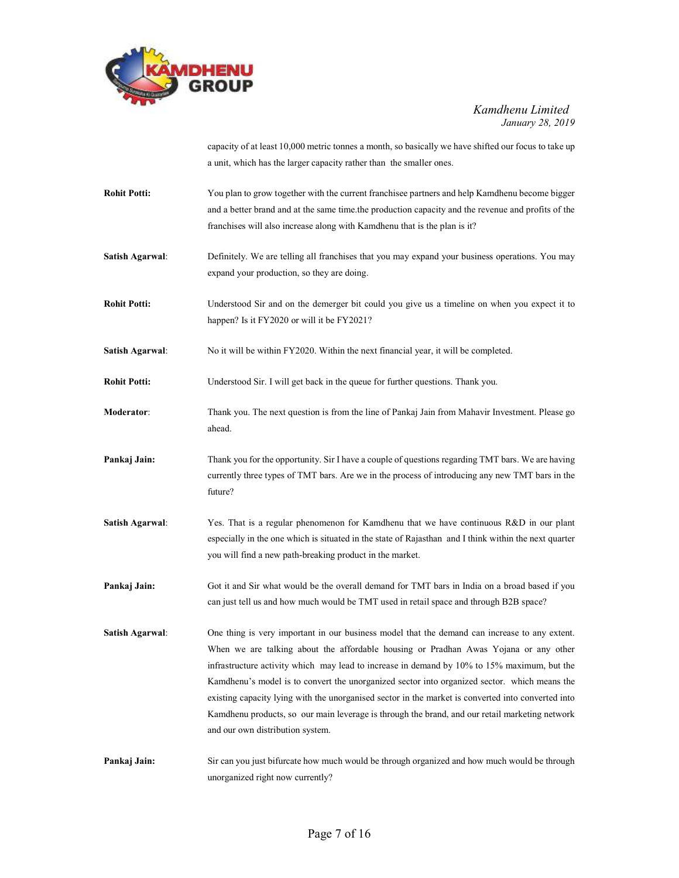capacity of at least 10,000 metric tonnes a month, so basically we have shifted our focus to take up a unit, which has the larger capacity rather than the smaller ones.

**Rohit Potti:** You plan to grow together with the current franchisee partners and help Kamdhenu become bigger and a better brand and at the same time.the production capacity and the revenue and profits of the franchises will also increase along with Kamdhenu that is the plan is it?

**Satish Agarwal**: Definitely. We are telling all franchises that you may expand your business operations. You may expand your production, so they are doing.

**Rohit Potti:** Understood Sir and on the demerger bit could you give us a timeline on when you expect it to happen? Is it FY2020 or will it be FY2021?

**Satish Agarwal**: No it will be within FY2020. Within the next financial year, it will be completed.

**Rohit Potti:** Understood Sir. I will get back in the queue for further questions. Thank you.

**Moderator**: Thank you. The next question is from the line of Pankaj Jain from Mahavir Investment. Please go ahead.

**Pankaj Jain:** Thank you for the opportunity. Sir I have a couple of questions regarding TMT bars. We are having currently three types of TMT bars. Are we in the process of introducing any new TMT bars in the future?

**Satish Agarwal**: Yes. That is a regular phenomenon for Kamdhenu that we have continuous R&D in our plant especially in the one which is situated in the state of Rajasthan and I think within the next quarter you will find a new path-breaking product in the market.

**Pankaj Jain:** Got it and Sir what would be the overall demand for TMT bars in India on a broad based if you can just tell us and how much would be TMT used in retail space and through B2B space?

**Satish Agarwal**: One thing is very important in our business model that the demand can increase to any extent. When we are talking about the affordable housing or Pradhan Awas Yojana or any other infrastructure activity which may lead to increase in demand by 10% to 15% maximum, but the Kamdhenu's model is to convert the unorganized sector into organized sector. which means the existing capacity lying with the unorganised sector in the market is converted into converted into Kamdhenu products, so our main leverage is through the brand, and our retail marketing network and our own distribution system.

**Pankaj Jain:** Sir can you just bifurcate how much would be through organized and how much would be through unorganized right now currently?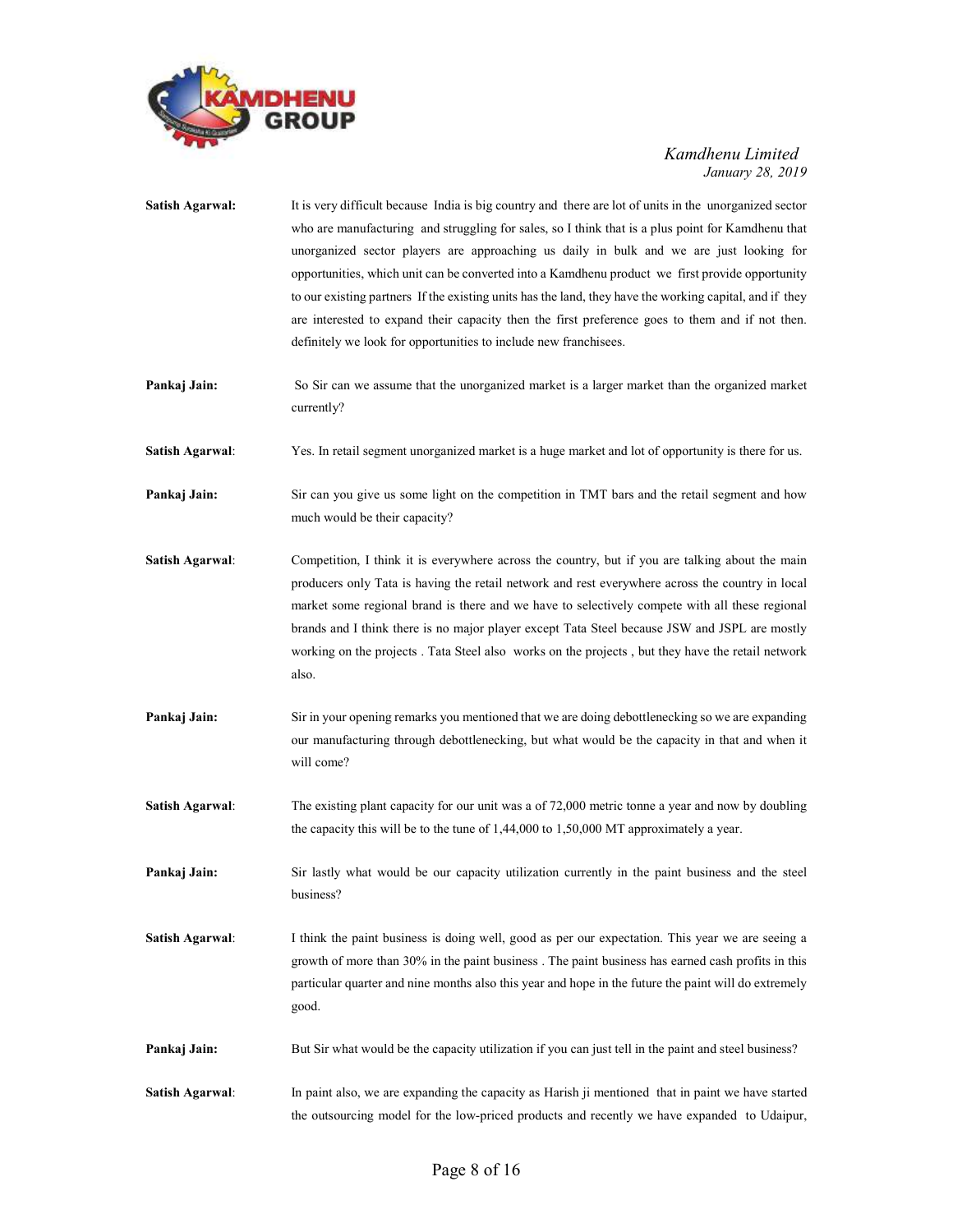**Satish Agarwal:** It is very difficult because India is big country and there are lot of units in the unorganized sector who are manufacturing and struggling for sales, so I think that is a plus point for Kamdhenu that unorganized sector players are approaching us daily in bulk and we are just looking for opportunities, which unit can be converted into a Kamdhenu product we first provide opportunity to our existing partners If the existing units has the land, they have the working capital, and if they are interested to expand their capacity then the first preference goes to them and if not then. definitely we look for opportunities to include new franchisees.

**Pankaj Jain:** So Sir can we assume that the unorganized market is a larger market than the organized market currently?

**Satish Agarwal**: Yes. In retail segment unorganized market is a huge market and lot of opportunity is there for us.

**Pankaj Jain:** Sir can you give us some light on the competition in TMT bars and the retail segment and how much would be their capacity?

**Satish Agarwal**: Competition, I think it is everywhere across the country, but if you are talking about the main producers only Tata is having the retail network and rest everywhere across the country in local market some regional brand is there and we have to selectively compete with all these regional brands and I think there is no major player except Tata Steel because JSW and JSPL are mostly working on the projects . Tata Steel also works on the projects , but they have the retail network also.

**Pankaj Jain:** Sir in your opening remarks you mentioned that we are doing debottlenecking so we are expanding our manufacturing through debottlenecking, but what would be the capacity in that and when it will come?

**Satish Agarwal**: The existing plant capacity for our unit was a of 72,000 metric tonne a year and now by doubling the capacity this will be to the tune of 1,44,000 to 1,50,000 MT approximately a year.

**Pankaj Jain:** Sir lastly what would be our capacity utilization currently in the paint business and the steel business?

**Satish Agarwal**: I think the paint business is doing well, good as per our expectation. This year we are seeing a growth of more than 30% in the paint business . The paint business has earned cash profits in this particular quarter and nine months also this year and hope in the future the paint will do extremely good.

**Pankaj Jain:** But Sir what would be the capacity utilization if you can just tell in the paint and steel business?

**Satish Agarwal**: In paint also, we are expanding the capacity as Harish ji mentioned that in paint we have started the outsourcing model for the low-priced products and recently we have expanded to Udaipur,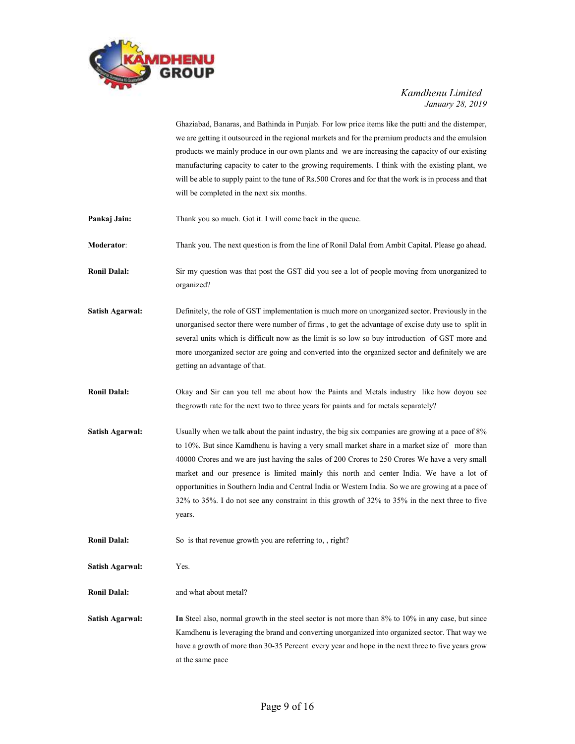Ghaziabad, Banaras, and Bathinda in Punjab. For low price items like the putti and the distemper, we are getting it outsourced in the regional markets and for the premium products and the emulsion products we mainly produce in our own plants and we are increasing the capacity of our existing manufacturing capacity to cater to the growing requirements. I think with the existing plant, we will be able to supply paint to the tune of Rs.500 Crores and for that the work is in process and that will be completed in the next six months.

**Pankaj Jain:** Thank you so much. Got it. I will come back in the queue.

**Moderator**: Thank you. The next question is from the line of Ronil Dalal from Ambit Capital. Please go ahead.

**Ronil Dalal:** Sir my question was that post the GST did you see a lot of people moving from unorganized to organized?

**Satish Agarwal:** Definitely, the role of GST implementation is much more on unorganized sector. Previously in the unorganised sector there were number of firms , to get the advantage of excise duty use to split in several units which is difficult now as the limit is so low so buy introduction of GST more and more unorganized sector are going and converted into the organized sector and definitely we are getting an advantage of that.

**Ronil Dalal:** Okay and Sir can you tell me about how the Paints and Metals industry like how doyou see thegrowth rate for the next two to three years for paints and for metals separately?

**Satish Agarwal:** Usually when we talk about the paint industry, the big six companies are growing at a pace of 8% to 10%. But since Kamdhenu is having a very small market share in a market size of more than 40000 Crores and we are just having the sales of 200 Crores to 250 Crores We have a very small market and our presence is limited mainly this north and center India. We have a lot of opportunities in Southern India and Central India or Western India. So we are growing at a pace of 32% to 35%. I do not see any constraint in this growth of 32% to 35% in the next three to five years.

**Ronil Dalal:** So is that revenue growth you are referring to, , right?

**Satish Agarwal:** Yes.

**Ronil Dalal:** and what about metal?

**Satish Agarwal:** **In** Steel also, normal growth in the steel sector is not more than 8% to 10% in any case, but since Kamdhenu is leveraging the brand and converting unorganized into organized sector. That way we have a growth of more than 30-35 Percent every year and hope in the next three to five years grow at the same pace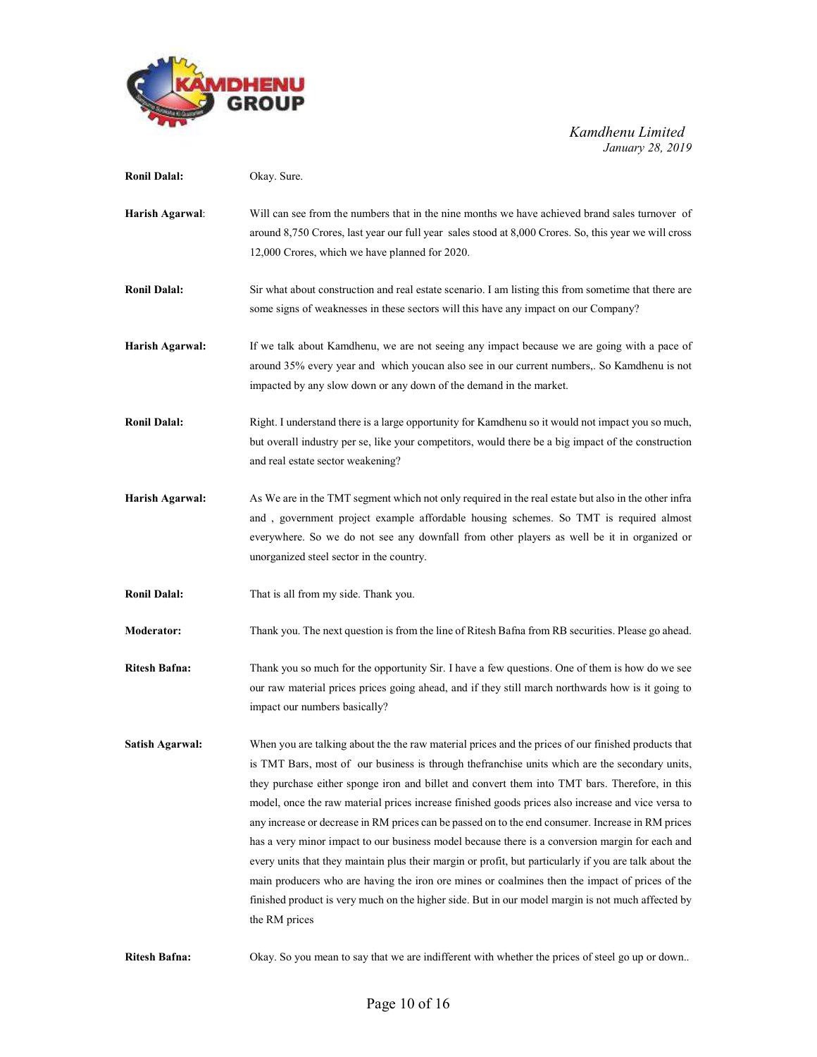**Ronil Dalal:** Okay. Sure.

**Harish Agarwal**: Will can see from the numbers that in the nine months we have achieved brand sales turnover of around 8,750 Crores, last year our full year sales stood at 8,000 Crores. So, this year we will cross 12,000 Crores, which we have planned for 2020.

**Ronil Dalal:** Sir what about construction and real estate scenario. I am listing this from sometime that there are some signs of weaknesses in these sectors will this have any impact on our Company?

**Harish Agarwal:** If we talk about Kamdhenu, we are not seeing any impact because we are going with a pace of around 35% every year and which youcan also see in our current numbers,. So Kamdhenu is not impacted by any slow down or any down of the demand in the market.

**Ronil Dalal:** Right. I understand there is a large opportunity for Kamdhenu so it would not impact you so much, but overall industry per se, like your competitors, would there be a big impact of the construction and real estate sector weakening?

**Harish Agarwal:** As We are in the TMT segment which not only required in the real estate but also in the other infra and , government project example affordable housing schemes. So TMT is required almost everywhere. So we do not see any downfall from other players as well be it in organized or unorganized steel sector in the country.

**Ronil Dalal:** That is all from my side. Thank you.

**Moderator:** Thank you. The next question is from the line of Ritesh Bafna from RB securities. Please go ahead.

**Ritesh Bafna:** Thank you so much for the opportunity Sir. I have a few questions. One of them is how do we see our raw material prices prices going ahead, and if they still march northwards how is it going to impact our numbers basically?

**Satish Agarwal:** When you are talking about the the raw material prices and the prices of our finished products that is TMT Bars, most of our business is through thefranchise units which are the secondary units, they purchase either sponge iron and billet and convert them into TMT bars. Therefore, in this model, once the raw material prices increase finished goods prices also increase and vice versa to any increase or decrease in RM prices can be passed on to the end consumer. Increase in RM prices has a very minor impact to our business model because there is a conversion margin for each and every units that they maintain plus their margin or profit, but particularly if you are talk about the main producers who are having the iron ore mines or coalmines then the impact of prices of the finished product is very much on the higher side. But in our model margin is not much affected by the RM prices

**Ritesh Bafna:** Okay. So you mean to say that we are indifferent with whether the prices of steel go up or down..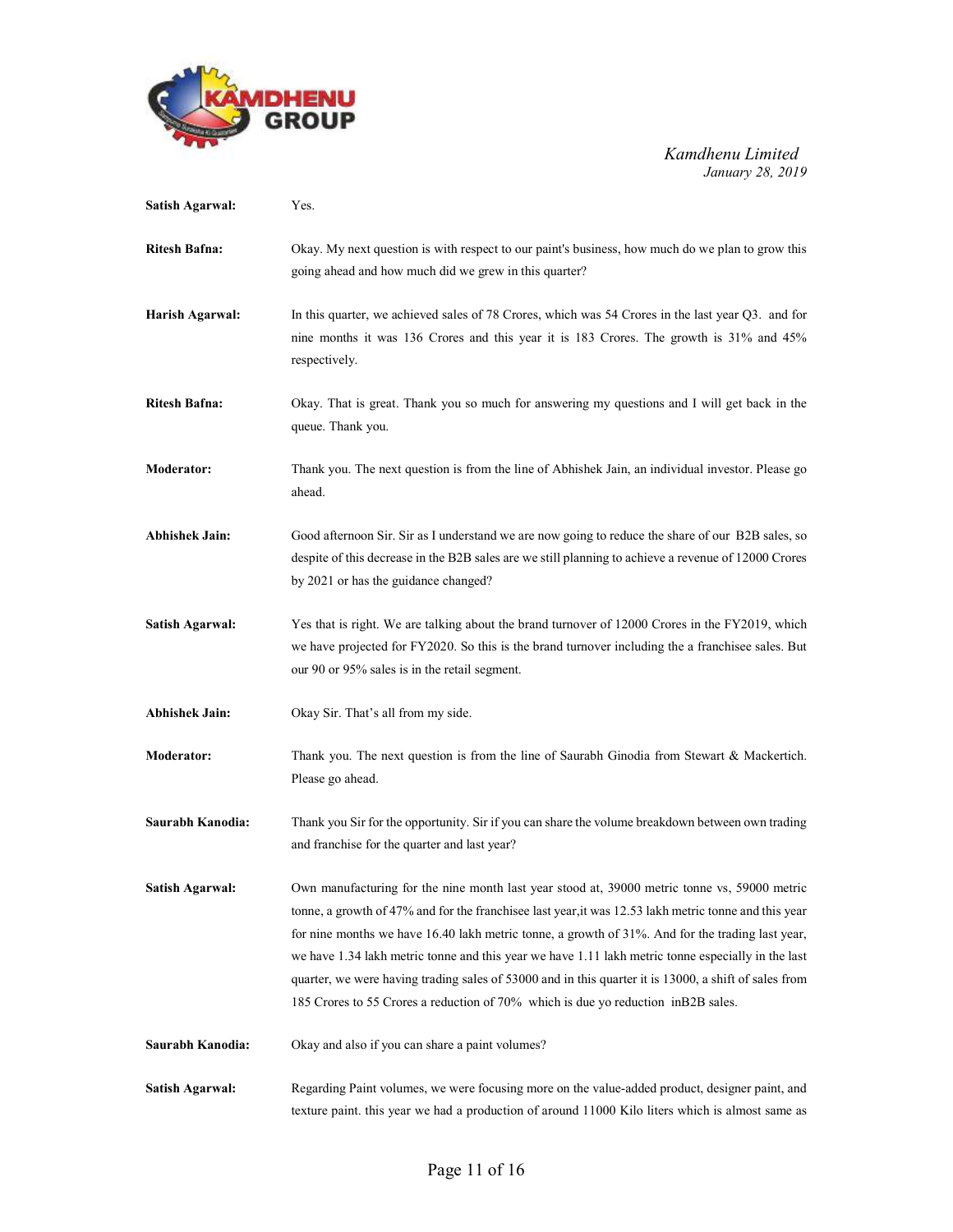**Satish Agarwal:** Yes.

**Ritesh Bafna:** Okay. My next question is with respect to our paint's business, how much do we plan to grow this going ahead and how much did we grew in this quarter?

**Harish Agarwal:** In this quarter, we achieved sales of 78 Crores, which was 54 Crores in the last year Q3. and for nine months it was 136 Crores and this year it is 183 Crores. The growth is 31% and 45% respectively.

**Ritesh Bafna:** Okay. That is great. Thank you so much for answering my questions and I will get back in the queue. Thank you.

**Moderator:** Thank you. The next question is from the line of Abhishek Jain, an individual investor. Please go ahead.

**Abhishek Jain:** Good afternoon Sir. Sir as I understand we are now going to reduce the share of our B2B sales, so despite of this decrease in the B2B sales are we still planning to achieve a revenue of 12000 Crores by 2021 or has the guidance changed?

**Satish Agarwal:** Yes that is right. We are talking about the brand turnover of 12000 Crores in the FY2019, which we have projected for FY2020. So this is the brand turnover including the a franchisee sales. But our 90 or 95% sales is in the retail segment.

**Abhishek Jain:** Okay Sir. That's all from my side.

**Moderator:** Thank you. The next question is from the line of Saurabh Ginodia from Stewart & Mackertich. Please go ahead.

**Saurabh Kanodia:** Thank you Sir for the opportunity. Sir if you can share the volume breakdown between own trading and franchise for the quarter and last year?

**Satish Agarwal:** Own manufacturing for the nine month last year stood at, 39000 metric tonne vs, 59000 metric tonne, a growth of 47% and for the franchisee last year,it was 12.53 lakh metric tonne and this year for nine months we have 16.40 lakh metric tonne, a growth of 31%. And for the trading last year, we have 1.34 lakh metric tonne and this year we have 1.11 lakh metric tonne especially in the last quarter, we were having trading sales of 53000 and in this quarter it is 13000, a shift of sales from 185 Crores to 55 Crores a reduction of 70% which is due yo reduction inB2B sales.

**Saurabh Kanodia:** Okay and also if you can share a paint volumes?

**Satish Agarwal:** Regarding Paint volumes, we were focusing more on the value-added product, designer paint, and texture paint. this year we had a production of around 11000 Kilo liters which is almost same as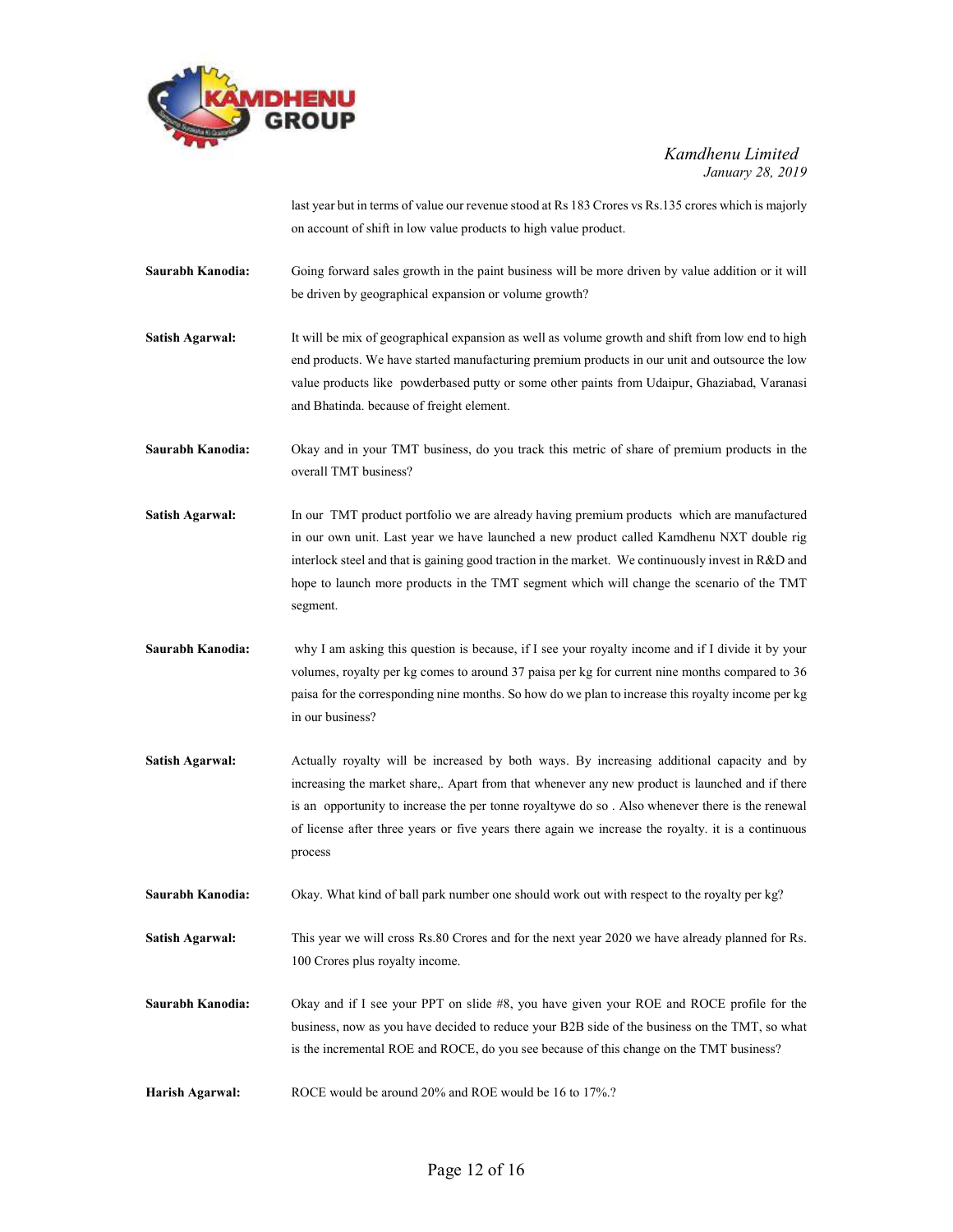last year but in terms of value our revenue stood at Rs 183 Crores vs Rs.135 crores which is majorly on account of shift in low value products to high value product.

**Saurabh Kanodia:** Going forward sales growth in the paint business will be more driven by value addition or it will be driven by geographical expansion or volume growth?

**Satish Agarwal:** It will be mix of geographical expansion as well as volume growth and shift from low end to high end products. We have started manufacturing premium products in our unit and outsource the low value products like powderbased putty or some other paints from Udaipur, Ghaziabad, Varanasi and Bhatinda. because of freight element.

**Saurabh Kanodia:** Okay and in your TMT business, do you track this metric of share of premium products in the overall TMT business?

**Satish Agarwal:** In our TMT product portfolio we are already having premium products which are manufactured in our own unit. Last year we have launched a new product called Kamdhenu NXT double rig interlock steel and that is gaining good traction in the market. We continuously invest in R&D and hope to launch more products in the TMT segment which will change the scenario of the TMT segment.

**Saurabh Kanodia:** why I am asking this question is because, if I see your royalty income and if I divide it by your volumes, royalty per kg comes to around 37 paisa per kg for current nine months compared to 36 paisa for the corresponding nine months. So how do we plan to increase this royalty income per kg in our business?

**Satish Agarwal:** Actually royalty will be increased by both ways. By increasing additional capacity and by increasing the market share,. Apart from that whenever any new product is launched and if there is an opportunity to increase the per tonne royaltywe do so . Also whenever there is the renewal of license after three years or five years there again we increase the royalty. it is a continuous process

**Saurabh Kanodia:** Okay. What kind of ball park number one should work out with respect to the royalty per kg?

**Satish Agarwal:** This year we will cross Rs.80 Crores and for the next year 2020 we have already planned for Rs. 100 Crores plus royalty income.

**Saurabh Kanodia:** Okay and if I see your PPT on slide #8, you have given your ROE and ROCE profile for the business, now as you have decided to reduce your B2B side of the business on the TMT, so what is the incremental ROE and ROCE, do you see because of this change on the TMT business?

**Harish Agarwal:** ROCE would be around 20% and ROE would be 16 to 17%.?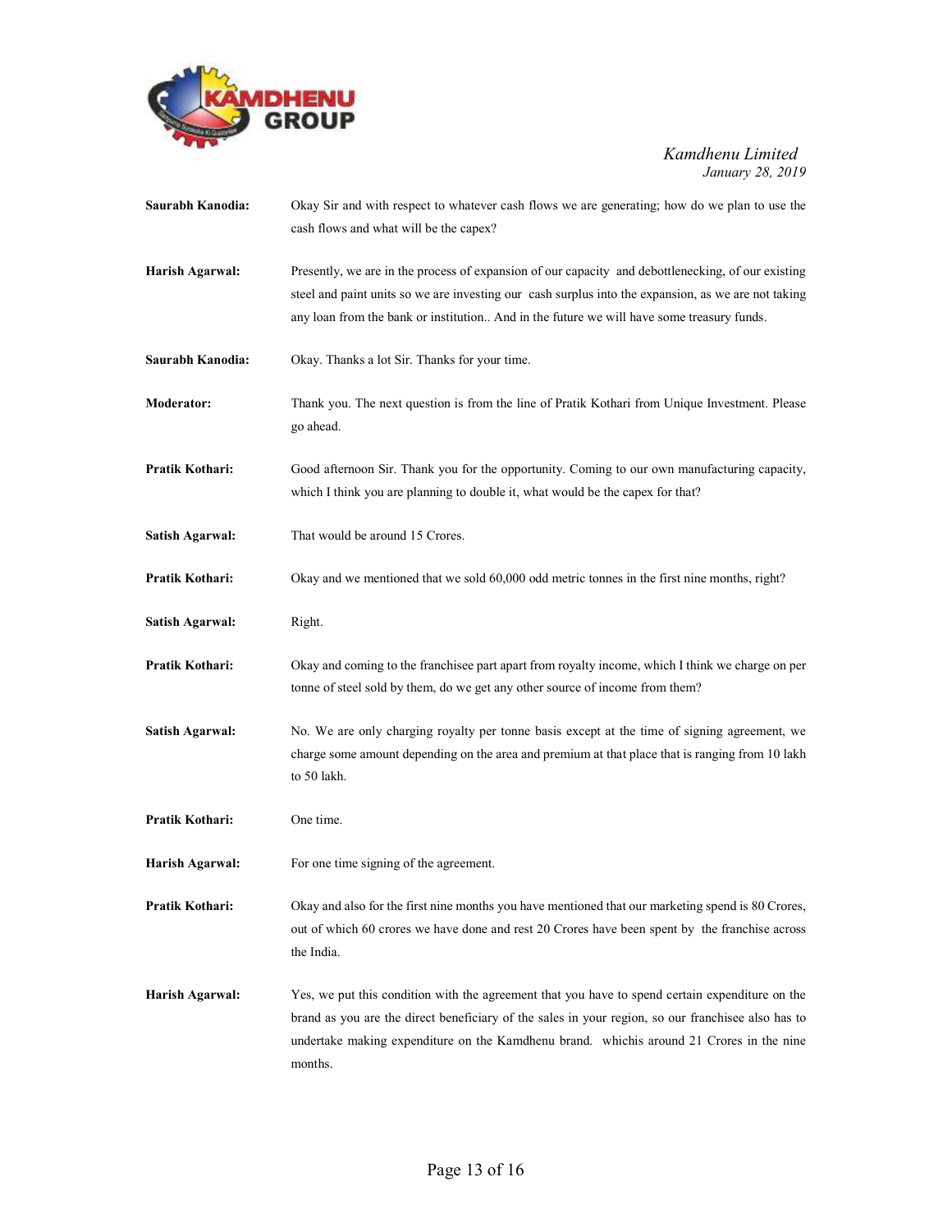**Saurabh Kanodia:** Okay Sir and with respect to whatever cash flows we are generating; how do we plan to use the cash flows and what will be the capex?

**Harish Agarwal:** Presently, we are in the process of expansion of our capacity and debottlenecking, of our existing steel and paint units so we are investing our cash surplus into the expansion, as we are not taking any loan from the bank or institution.. And in the future we will have some treasury funds.

**Saurabh Kanodia:** Okay. Thanks a lot Sir. Thanks for your time.

**Moderator:** Thank you. The next question is from the line of Pratik Kothari from Unique Investment. Please go ahead.

**Pratik Kothari:** Good afternoon Sir. Thank you for the opportunity. Coming to our own manufacturing capacity, which I think you are planning to double it, what would be the capex for that?

**Satish Agarwal:** That would be around 15 Crores.

**Pratik Kothari:** Okay and we mentioned that we sold 60,000 odd metric tonnes in the first nine months, right?

**Satish Agarwal:** Right.

**Pratik Kothari:** Okay and coming to the franchisee part apart from royalty income, which I think we charge on per tonne of steel sold by them, do we get any other source of income from them?

**Satish Agarwal:** No. We are only charging royalty per tonne basis except at the time of signing agreement, we charge some amount depending on the area and premium at that place that is ranging from 10 lakh to 50 lakh.

**Pratik Kothari:** One time.

**Harish Agarwal:** For one time signing of the agreement.

**Pratik Kothari:** Okay and also for the first nine months you have mentioned that our marketing spend is 80 Crores, out of which 60 crores we have done and rest 20 Crores have been spent by the franchise across the India.

**Harish Agarwal:** Yes, we put this condition with the agreement that you have to spend certain expenditure on the brand as you are the direct beneficiary of the sales in your region, so our franchisee also has to undertake making expenditure on the Kamdhenu brand. whichis around 21 Crores in the nine months.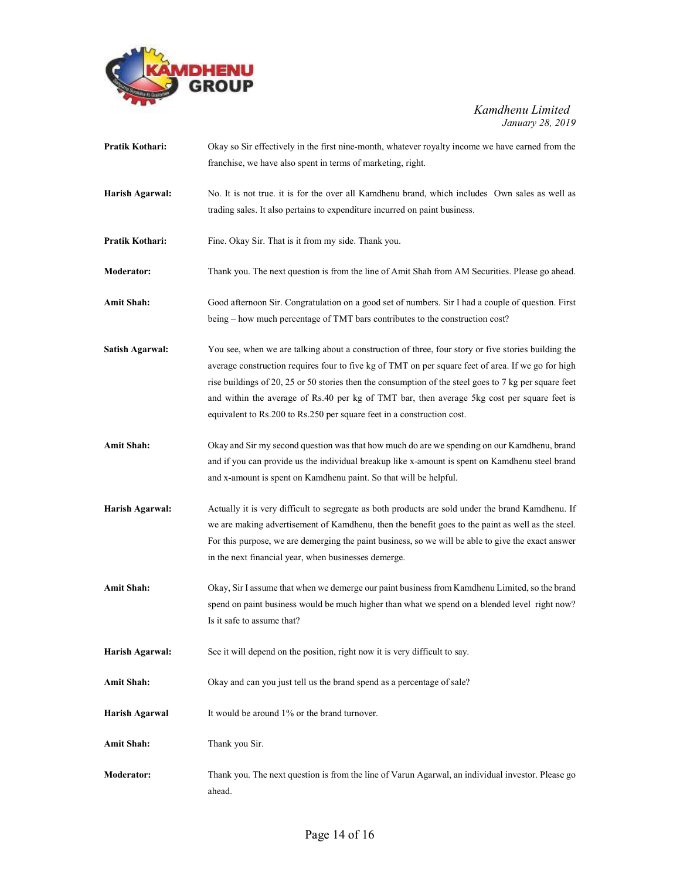**Pratik Kothari:** Okay so Sir effectively in the first nine-month, whatever royalty income we have earned from the franchise, we have also spent in terms of marketing, right.

**Harish Agarwal:** No. It is not true. it is for the over all Kamdhenu brand, which includes Own sales as well as trading sales. It also pertains to expenditure incurred on paint business.

**Pratik Kothari:** Fine. Okay Sir. That is it from my side. Thank you.

**Moderator:** Thank you. The next question is from the line of Amit Shah from AM Securities. Please go ahead.

**Amit Shah:** Good afternoon Sir. Congratulation on a good set of numbers. Sir I had a couple of question. First being – how much percentage of TMT bars contributes to the construction cost?

**Satish Agarwal:** You see, when we are talking about a construction of three, four story or five stories building the average construction requires four to five kg of TMT on per square feet of area. If we go for high rise buildings of 20, 25 or 50 stories then the consumption of the steel goes to 7 kg per square feet and within the average of Rs.40 per kg of TMT bar, then average 5kg cost per square feet is equivalent to Rs.200 to Rs.250 per square feet in a construction cost.

**Amit Shah:** Okay and Sir my second question was that how much do are we spending on our Kamdhenu, brand and if you can provide us the individual breakup like x-amount is spent on Kamdhenu steel brand and x-amount is spent on Kamdhenu paint. So that will be helpful.

**Harish Agarwal:** Actually it is very difficult to segregate as both products are sold under the brand Kamdhenu. If we are making advertisement of Kamdhenu, then the benefit goes to the paint as well as the steel. For this purpose, we are demerging the paint business, so we will be able to give the exact answer in the next financial year, when businesses demerge.

**Amit Shah:** Okay, Sir I assume that when we demerge our paint business from Kamdhenu Limited, so the brand spend on paint business would be much higher than what we spend on a blended level right now? Is it safe to assume that?

**Harish Agarwal:** See it will depend on the position, right now it is very difficult to say.

**Amit Shah:** Okay and can you just tell us the brand spend as a percentage of sale?

**Harish Agarwal** It would be around 1% or the brand turnover.

**Amit Shah:** Thank you Sir.

**Moderator:** Thank you. The next question is from the line of Varun Agarwal, an individual investor. Please go ahead.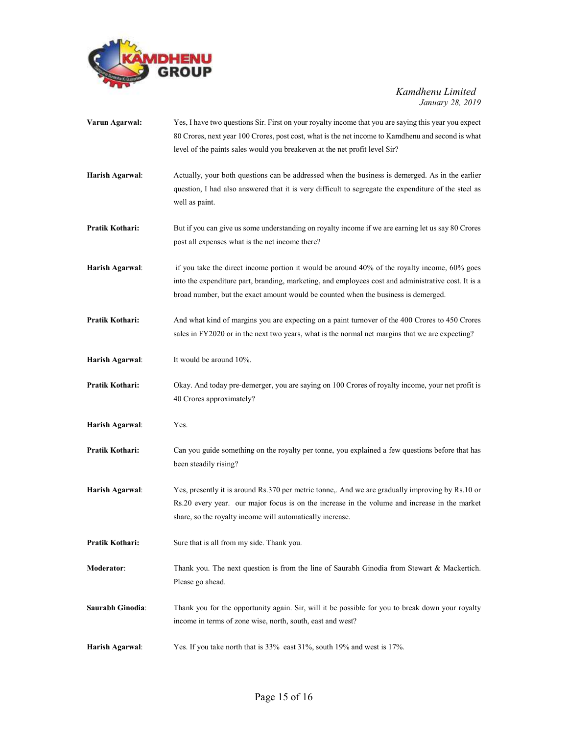**Varun Agarwal:** Yes, I have two questions Sir. First on your royalty income that you are saying this year you expect 80 Crores, next year 100 Crores, post cost, what is the net income to Kamdhenu and second is what level of the paints sales would you breakeven at the net profit level Sir?

**Harish Agarwal**: Actually, your both questions can be addressed when the business is demerged. As in the earlier question, I had also answered that it is very difficult to segregate the expenditure of the steel as well as paint.

**Pratik Kothari:** But if you can give us some understanding on royalty income if we are earning let us say 80 Crores post all expenses what is the net income there?

**Harish Agarwal**: if you take the direct income portion it would be around 40% of the royalty income, 60% goes into the expenditure part, branding, marketing, and employees cost and administrative cost. It is a broad number, but the exact amount would be counted when the business is demerged.

**Pratik Kothari:** And what kind of margins you are expecting on a paint turnover of the 400 Crores to 450 Crores sales in FY2020 or in the next two years, what is the normal net margins that we are expecting?

**Harish Agarwal**: It would be around 10%.

**Pratik Kothari:** Okay. And today pre-demerger, you are saying on 100 Crores of royalty income, your net profit is 40 Crores approximately?

**Harish Agarwal**: Yes.

**Pratik Kothari:** Can you guide something on the royalty per tonne, you explained a few questions before that has been steadily rising?

**Harish Agarwal**: Yes, presently it is around Rs.370 per metric tonne,. And we are gradually improving by Rs.10 or Rs.20 every year. our major focus is on the increase in the volume and increase in the market share, so the royalty income will automatically increase.

**Pratik Kothari:** Sure that is all from my side. Thank you.

**Moderator**: Thank you. The next question is from the line of Saurabh Ginodia from Stewart & Mackertich. Please go ahead.

**Saurabh Ginodia**: Thank you for the opportunity again. Sir, will it be possible for you to break down your royalty income in terms of zone wise, north, south, east and west?

**Harish Agarwal**: Yes. If you take north that is 33% east 31%, south 19% and west is 17%.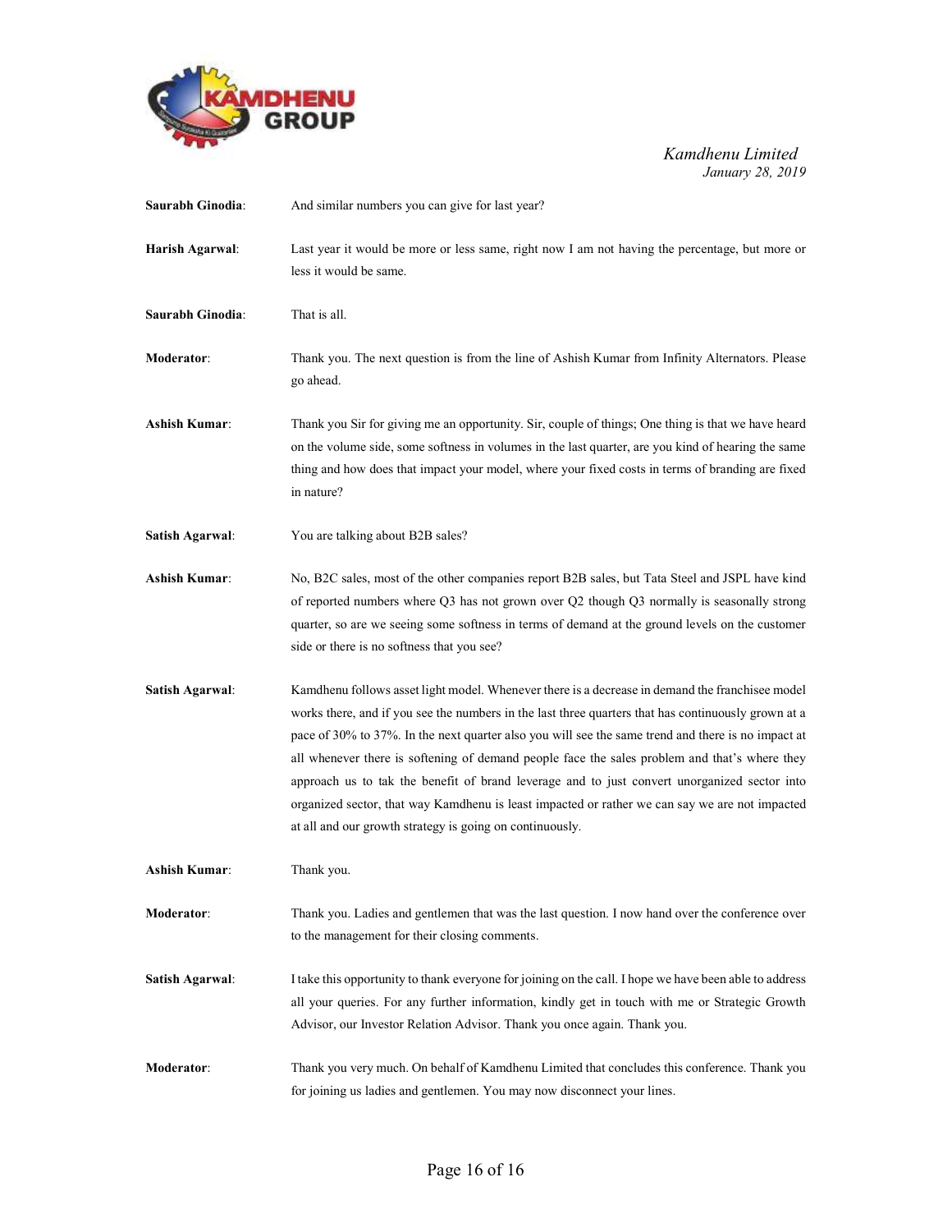**Saurabh Ginodia**: And similar numbers you can give for last year?

**Harish Agarwal**: Last year it would be more or less same, right now I am not having the percentage, but more or less it would be same.

**Saurabh Ginodia**: That is all.

**Moderator**: Thank you. The next question is from the line of Ashish Kumar from Infinity Alternators. Please go ahead.

**Ashish Kumar**: Thank you Sir for giving me an opportunity. Sir, couple of things; One thing is that we have heard on the volume side, some softness in volumes in the last quarter, are you kind of hearing the same thing and how does that impact your model, where your fixed costs in terms of branding are fixed in nature?

**Satish Agarwal**: You are talking about B2B sales?

**Ashish Kumar**: No, B2C sales, most of the other companies report B2B sales, but Tata Steel and JSPL have kind of reported numbers where Q3 has not grown over Q2 though Q3 normally is seasonally strong quarter, so are we seeing some softness in terms of demand at the ground levels on the customer side or there is no softness that you see?

**Satish Agarwal**: Kamdhenu follows asset light model. Whenever there is a decrease in demand the franchisee model works there, and if you see the numbers in the last three quarters that has continuously grown at a pace of 30% to 37%. In the next quarter also you will see the same trend and there is no impact at all whenever there is softening of demand people face the sales problem and that's where they approach us to tak the benefit of brand leverage and to just convert unorganized sector into organized sector, that way Kamdhenu is least impacted or rather we can say we are not impacted at all and our growth strategy is going on continuously.

**Ashish Kumar**: Thank you.

**Moderator**: Thank you. Ladies and gentlemen that was the last question. I now hand over the conference over to the management for their closing comments.

**Satish Agarwal**: I take this opportunity to thank everyone for joining on the call. I hope we have been able to address all your queries. For any further information, kindly get in touch with me or Strategic Growth Advisor, our Investor Relation Advisor. Thank you once again. Thank you.

**Moderator**: Thank you very much. On behalf of Kamdhenu Limited that concludes this conference. Thank you for joining us ladies and gentlemen. You may now disconnect your lines.